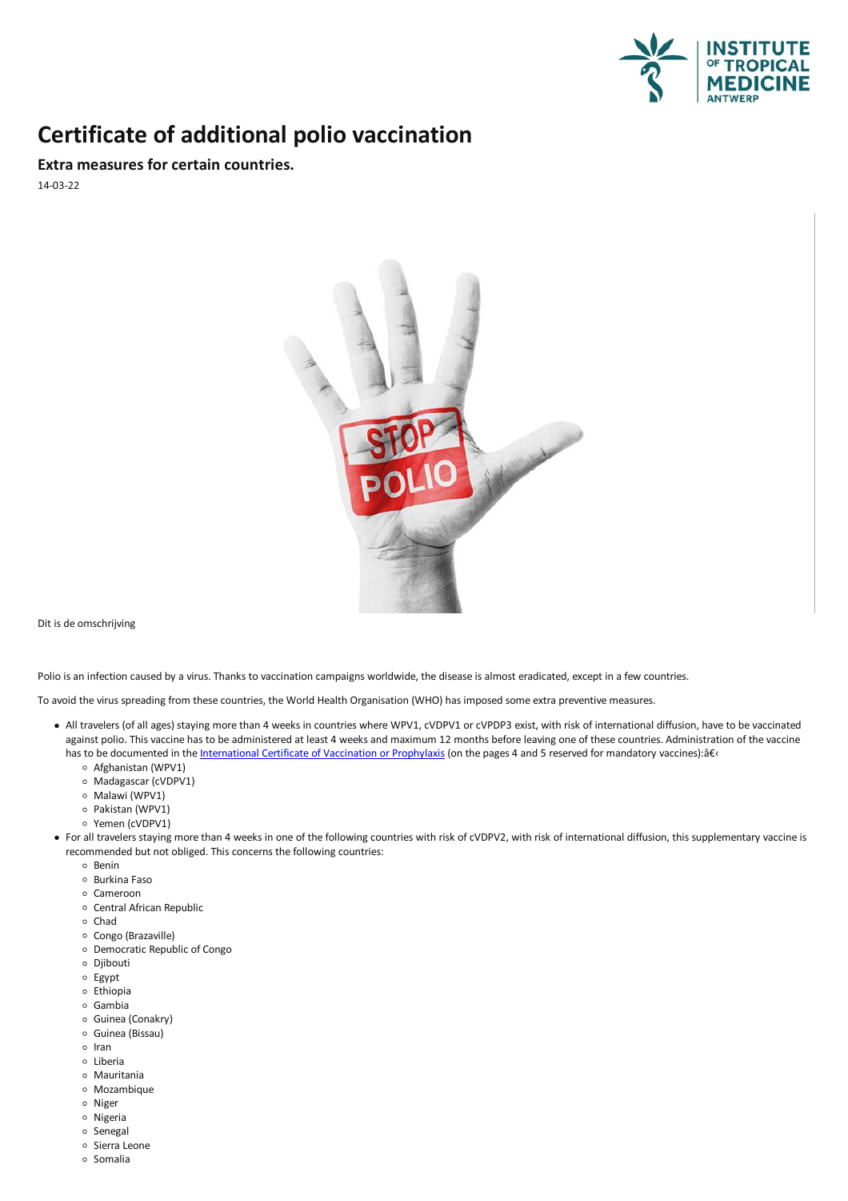# Certificate of additional polio vaccination

## Extra measures for certain countries.

14-03-22

Dit is de omschrijving

Polio is an infection caused by a virus. Thanks to vaccination campaigns worldwide, the disease is almost eradicated, except in a few countries.

To avoid the virus spreading from these countries, the World Health Organisation (WHO) has imposed some extra preventive measures.

- All travelers (of all ages) staying more than 4 weeks in countries where WPV1, cVDPV1 or cVPDP3 exist, with risk of international diffusion, have to be vaccinated against polio. This vaccine has to be administered at least 4 weeks and maximum 12 months before leaving one of these countries. Administration of the vaccine has to be documented in the International Certificate of Vaccination or Prophylaxis (on the pages 4 and 5 reserved for mandatory vaccines):â€‹
  - Afghanistan (WPV1)
  - Madagascar (cVDPV1)
  - Malawi (WPV1)
  - Pakistan (WPV1)
  - Yemen (cVDPV1)
- For all travelers staying more than 4 weeks in one of the following countries with risk of cVDPV2, with risk of international diffusion, this supplementary vaccine is recommended but not obliged. This concerns the following countries:
  - Benin
  - Burkina Faso
  - Cameroon
  - Central African Republic
  - Chad
  - Congo (Brazaville)
  - Democratic Republic of Congo
  - Djibouti
  - Egypt
  - Ethiopia
  - Gambia
  - Guinea (Conakry)
  - Guinea (Bissau)
  - Iran
  - Liberia
  - Mauritania
  - Mozambique
  - Niger
  - Nigeria
  - Senegal
  - Sierra Leone
  - Somalia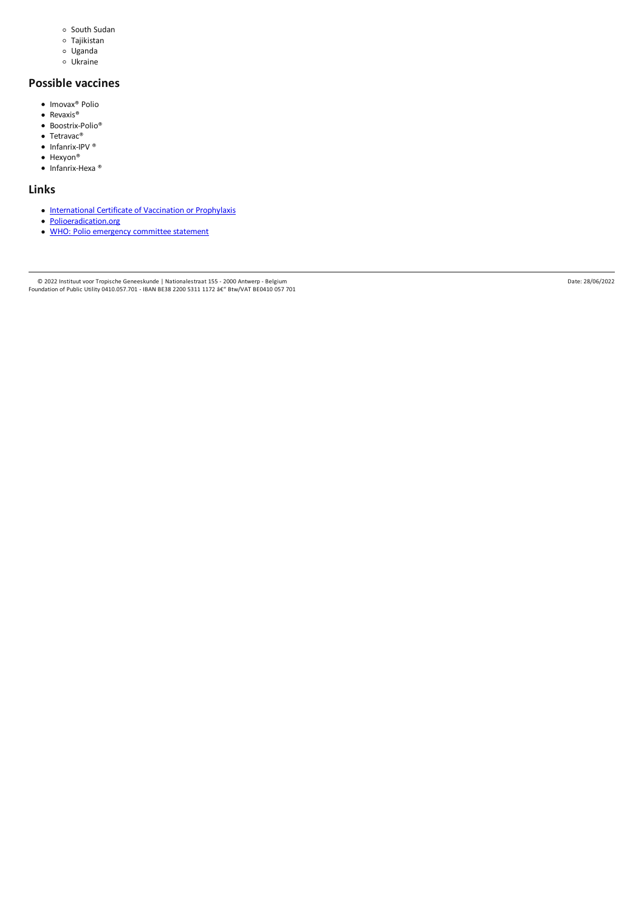- South Sudan
  - Tajikistan
  - Uganda
  - Ukraine

## Possible vaccines

- Imovax® Polio
- Revaxis®
- Boostrix-Polio®
- Tetravac®
- Infanrix-IPV ®
- Hexyon®
- Infanrix-Hexa ®

## Links

- International Certificate of Vaccination or Prophylaxis
- Polioeradication.org
- WHO: Polio emergency committee statement